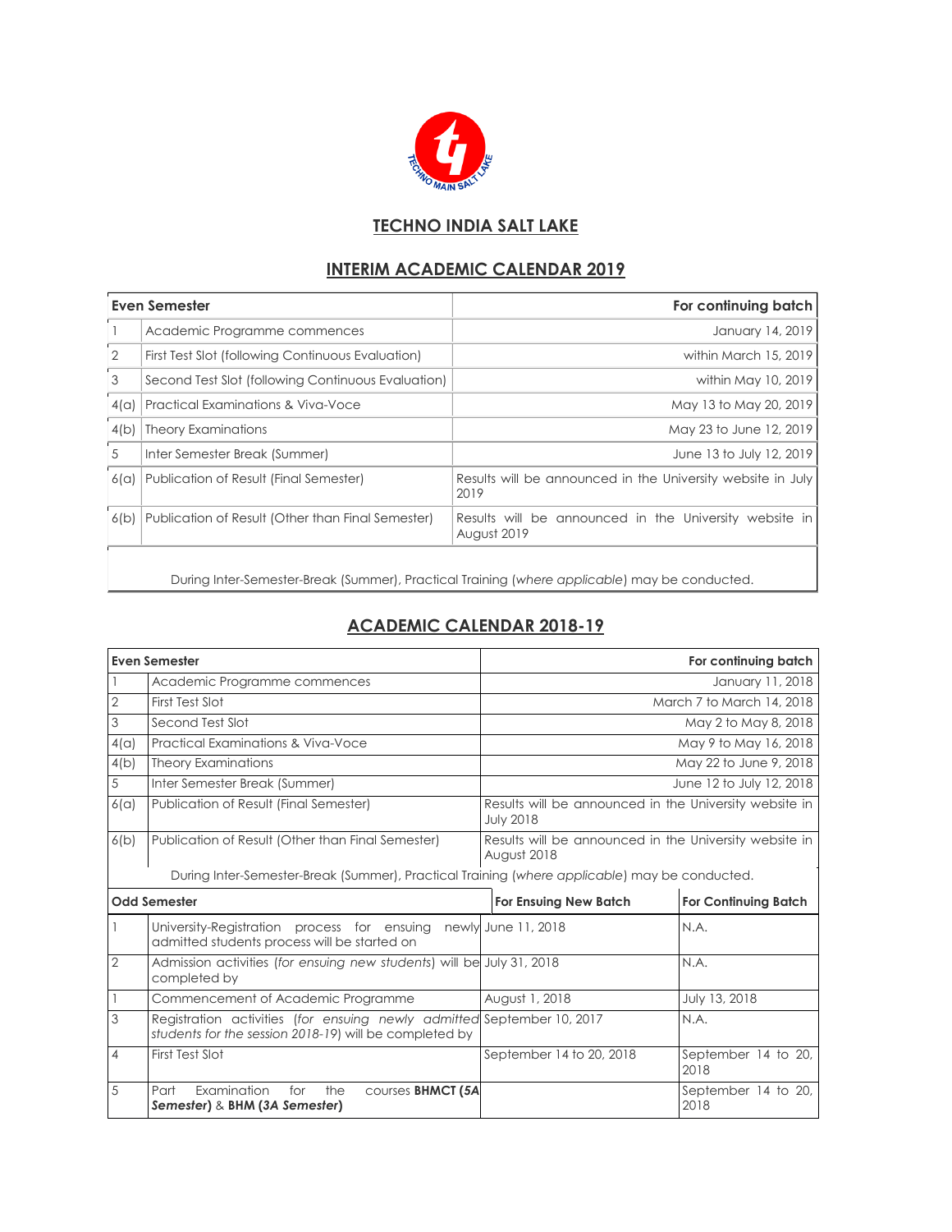## TECHNO INDIA SALT LAKE

## INTERIM ACADEMIC CALENDAR 2019

| Even Semester | | For continuing batch |
|---|---|---|
| 1 | Academic Programme commences | January 14, 2019 |
| 2 | First Test Slot (following Continuous Evaluation) | within March 15, 2019 |
| 3 | Second Test Slot (following Continuous Evaluation) | within May 10, 2019 |
| 4(a) | Practical Examinations & Viva-Voce | May 13 to May 20, 2019 |
| 4(b) | Theory Examinations | May 23 to June 12, 2019 |
| 5 | Inter Semester Break (Summer) | June 13 to July 12, 2019 |
| 6(a) | Publication of Result (Final Semester) | Results will be announced in the University website in July 2019 |
| 6(b) | Publication of Result (Other than Final Semester) | Results will be announced in the University website in August 2019 |

During Inter-Semester-Break (Summer), Practical Training (*where applicable*) may be conducted.

## ACADEMIC CALENDAR 2018-19

| Even Semester | | For continuing batch |
|---|---|---|
| 1 | Academic Programme commences | January 11, 2018 |
| 2 | First Test Slot | March 7 to March 14, 2018 |
| 3 | Second Test Slot | May 2 to May 8, 2018 |
| 4(a) | Practical Examinations & Viva-Voce | May 9 to May 16, 2018 |
| 4(b) | Theory Examinations | May 22 to June 9, 2018 |
| 5 | Inter Semester Break (Summer) | June 12 to July 12, 2018 |
| 6(a) | Publication of Result (Final Semester) | Results will be announced in the University website in July 2018 |
| 6(b) | Publication of Result (Other than Final Semester) | Results will be announced in the University website in August 2018 |

During Inter-Semester-Break (Summer), Practical Training (*where applicable*) may be conducted.

| Odd Semester | | For Ensuing New Batch | For Continuing Batch |
|---|---|---|---|
| 1 | University-Registration process for ensuing newly admitted students process will be started on | June 11, 2018 | N.A. |
| 2 | Admission activities (*for ensuing new students*) will be completed by | July 31, 2018 | N.A. |
| 1 | Commencement of Academic Programme | August 1, 2018 | July 13, 2018 |
| 3 | Registration activities (*for ensuing newly admitted students for the session 2018-19*) will be completed by | September 10, 2017 | N.A. |
| 4 | First Test Slot | September 14 to 20, 2018 | September 14 to 20, 2018 |
| 5 | Part Examination for the courses **BHMCT (*5A Semester*)** & **BHM (*3A Semester*)** | | September 14 to 20, 2018 |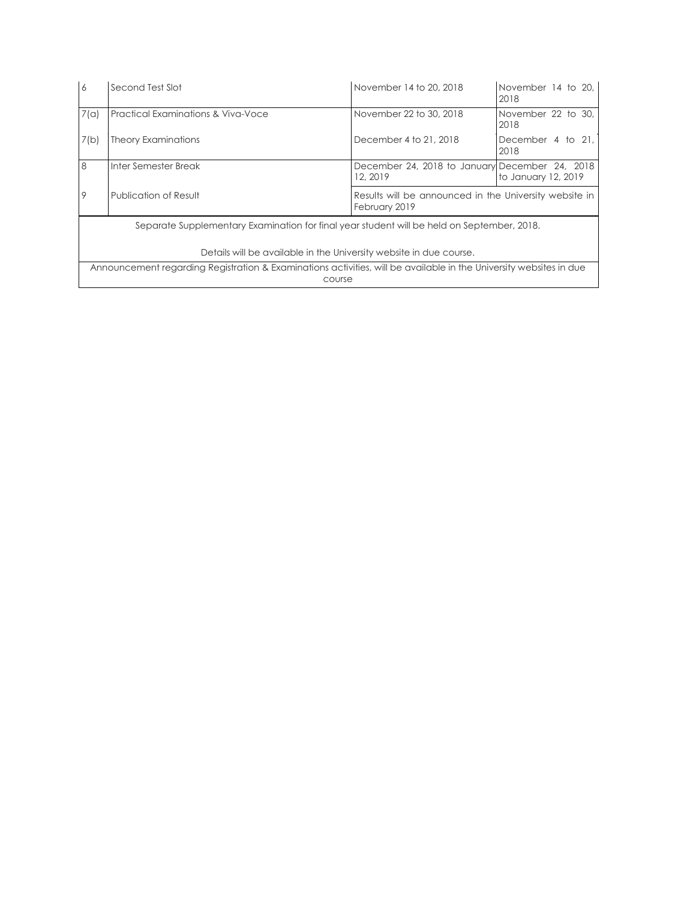| | | | |
|---|---|---|---|
| 6 | Second Test Slot | November 14 to 20, 2018 | November 14 to 20, 2018 |
| 7(a) | Practical Examinations & Viva-Voce | November 22 to 30, 2018 | November 22 to 30, 2018 |
| 7(b) | Theory Examinations | December 4 to 21, 2018 | December 4 to 21, 2018 |
| 8 | Inter Semester Break | December 24, 2018 to January 12, 2019 | December 24, 2018 to January 12, 2019 |
| 9 | Publication of Result | Results will be announced in the University website in February 2019 | |

Separate Supplementary Examination for final year student will be held on September, 2018.

Details will be available in the University website in due course.

Announcement regarding Registration & Examinations activities, will be available in the University websites in due course